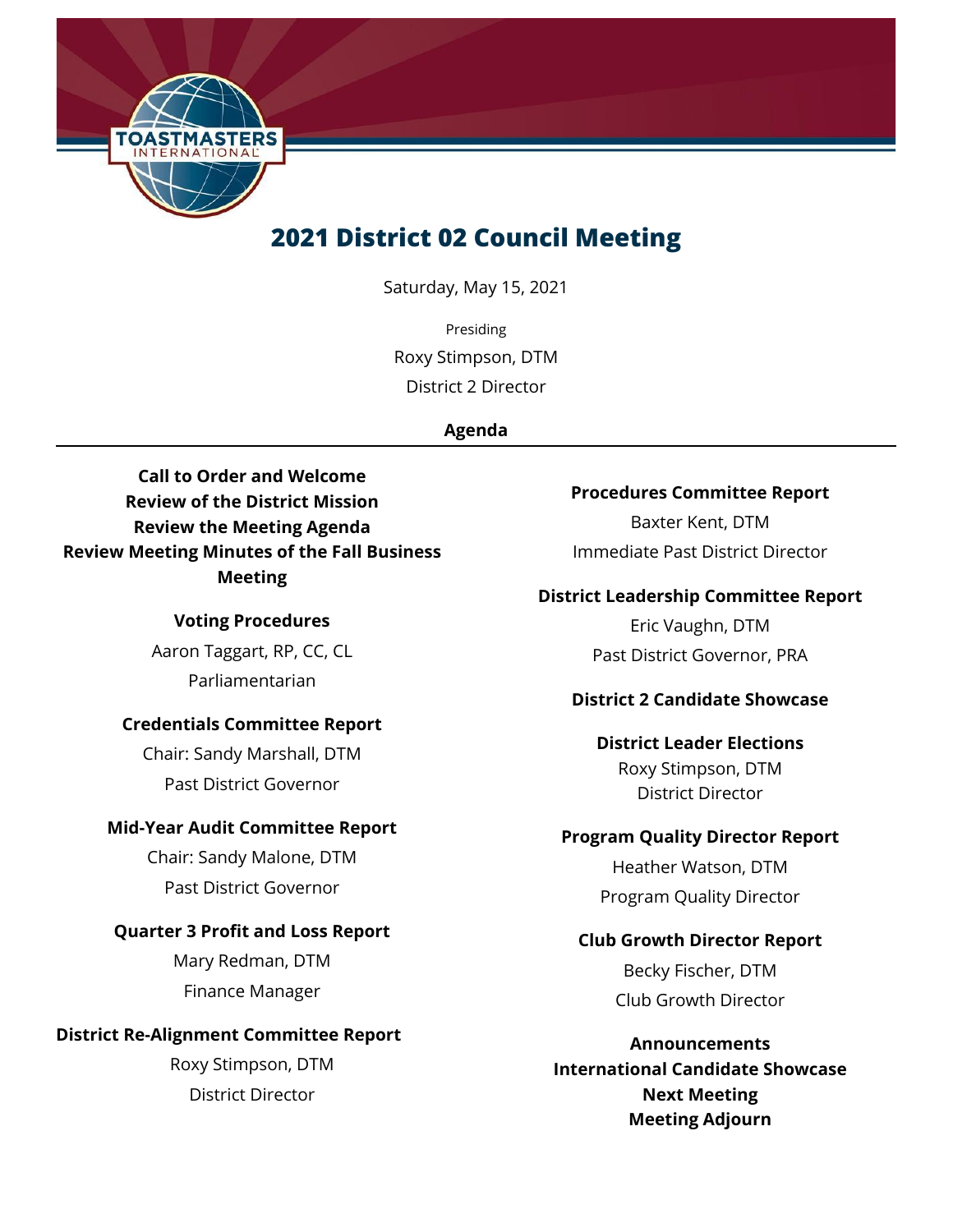# 2021 District 02 Council Meeting

Saturday, May 15, 2021

Presiding

Roxy Stimpson, DTM

District 2 Director

**Agenda**

---

**Call to Order and Welcome**
**Review of the District Mission**
**Review the Meeting Agenda**
**Review Meeting Minutes of the Fall Business Meeting**

**Voting Procedures**

Aaron Taggart, RP, CC, CL

Parliamentarian

**Credentials Committee Report**

Chair: Sandy Marshall, DTM

Past District Governor

**Mid-Year Audit Committee Report**

Chair: Sandy Malone, DTM

Past District Governor

**Quarter 3 Profit and Loss Report**

Mary Redman, DTM

Finance Manager

**District Re-Alignment Committee Report**

Roxy Stimpson, DTM

District Director

**Procedures Committee Report**

Baxter Kent, DTM

Immediate Past District Director

**District Leadership Committee Report**

Eric Vaughn, DTM

Past District Governor, PRA

**District 2 Candidate Showcase**

**District Leader Elections**

Roxy Stimpson, DTM

District Director

**Program Quality Director Report**

Heather Watson, DTM

Program Quality Director

**Club Growth Director Report**

Becky Fischer, DTM

Club Growth Director

**Announcements**
**International Candidate Showcase**
**Next Meeting**
**Meeting Adjourn**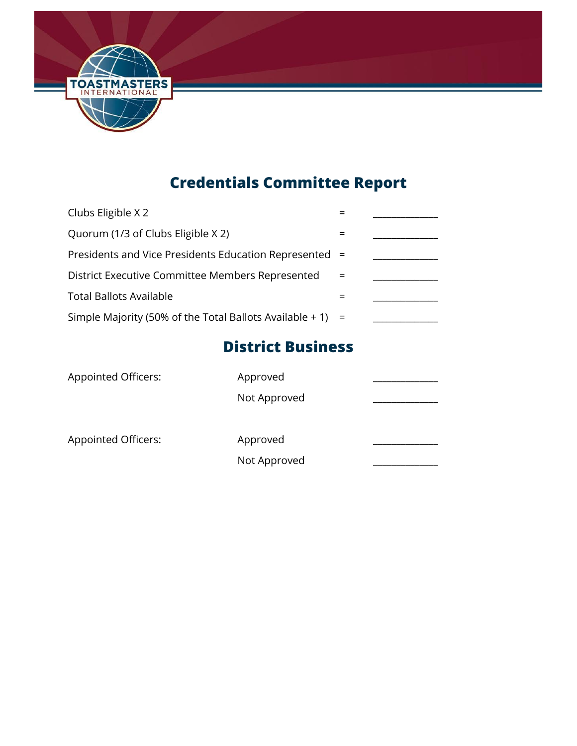## Credentials Committee Report

| | | |
|---|---|---|
| Clubs Eligible X 2 | = | ______________ |
| Quorum (1/3 of Clubs Eligible X 2) | = | ______________ |
| Presidents and Vice Presidents Education Represented | = | ______________ |
| District Executive Committee Members Represented | = | ______________ |
| Total Ballots Available | = | ______________ |
| Simple Majority (50% of the Total Ballots Available + 1) | = | ______________ |

## District Business

| | | |
|---|---|---|
| Appointed Officers: | Approved | ______________ |
| | Not Approved | ______________ |
| Appointed Officers: | Approved | ______________ |
| | Not Approved | ______________ |